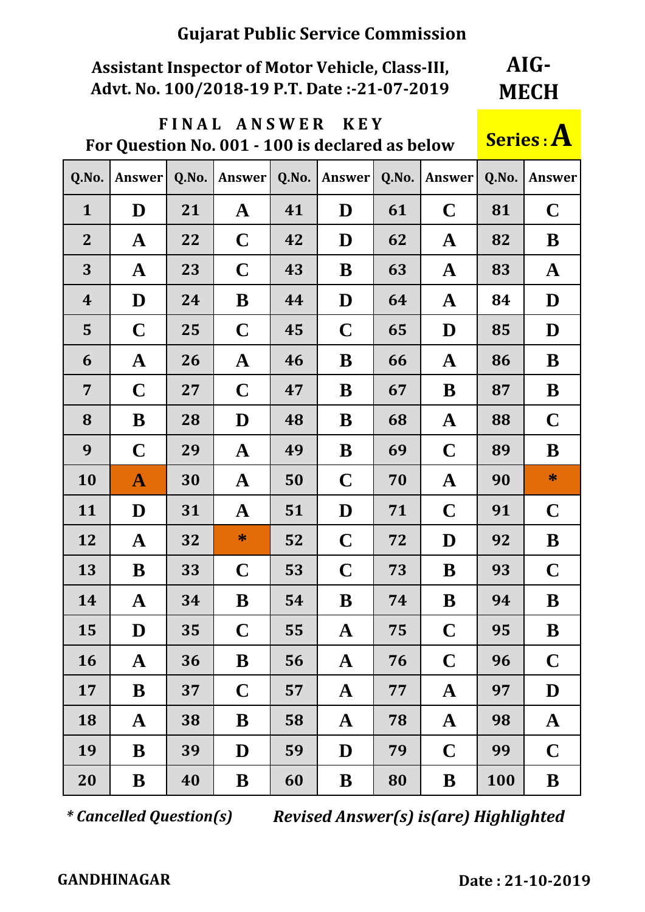# Gujarat Public Service Commission

**Assistant Inspector of Motor Vehicle, Class-III, Advt. No. 100/2018-19 P.T. Date :-21-07-2019**

**AIG-MECH**

**FINAL ANSWER KEY**

**For Question No. 001 - 100 is declared as below**

**Series : A**

| Q.No. | Answer | Q.No. | Answer | Q.No. | Answer | Q.No. | Answer | Q.No. | Answer |
|---|---|---|---|---|---|---|---|---|---|
| 1 | D | 21 | A | 41 | D | 61 | C | 81 | C |
| 2 | A | 22 | C | 42 | D | 62 | A | 82 | B |
| 3 | A | 23 | C | 43 | B | 63 | A | 83 | A |
| 4 | D | 24 | B | 44 | D | 64 | A | 84 | D |
| 5 | C | 25 | C | 45 | C | 65 | D | 85 | D |
| 6 | A | 26 | A | 46 | B | 66 | A | 86 | B |
| 7 | C | 27 | C | 47 | B | 67 | B | 87 | B |
| 8 | B | 28 | D | 48 | B | 68 | A | 88 | C |
| 9 | C | 29 | A | 49 | B | 69 | C | 89 | B |
| 10 | A | 30 | A | 50 | C | 70 | A | 90 | * |
| 11 | D | 31 | A | 51 | D | 71 | C | 91 | C |
| 12 | A | 32 | * | 52 | C | 72 | D | 92 | B |
| 13 | B | 33 | C | 53 | C | 73 | B | 93 | C |
| 14 | A | 34 | B | 54 | B | 74 | B | 94 | B |
| 15 | D | 35 | C | 55 | A | 75 | C | 95 | B |
| 16 | A | 36 | B | 56 | A | 76 | C | 96 | C |
| 17 | B | 37 | C | 57 | A | 77 | A | 97 | D |
| 18 | A | 38 | B | 58 | A | 78 | A | 98 | A |
| 19 | B | 39 | D | 59 | D | 79 | C | 99 | C |
| 20 | B | 40 | B | 60 | B | 80 | B | 100 | B |

*\* Cancelled Question(s)* *Revised Answer(s) is(are) Highlighted*

**GANDHINAGAR** **Date : 21-10-2019**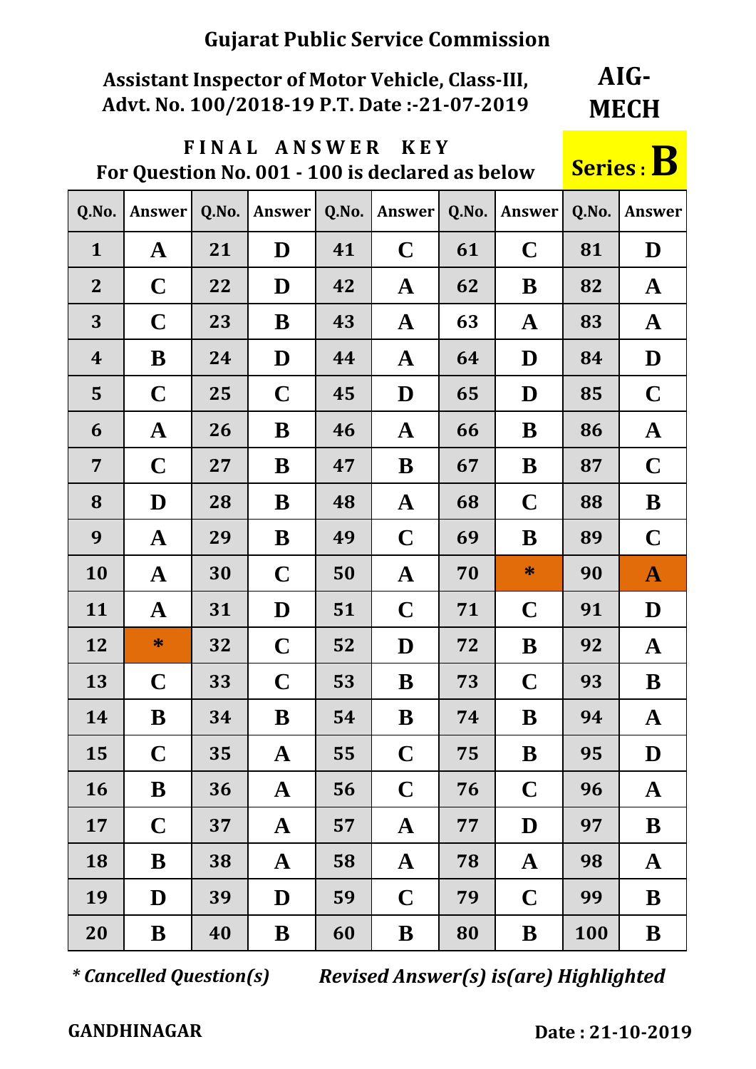# Gujarat Public Service Commission

**Assistant Inspector of Motor Vehicle, Class-III,**
**Advt. No. 100/2018-19 P.T. Date :-21-07-2019**

**AIG-MECH**

**FINAL ANSWER KEY**
**For Question No. 001 - 100 is declared as below**

**Series : B**

| Q.No. | Answer | Q.No. | Answer | Q.No. | Answer | Q.No. | Answer | Q.No. | Answer |
|---|---|---|---|---|---|---|---|---|---|
| 1 | A | 21 | D | 41 | C | 61 | C | 81 | D |
| 2 | C | 22 | D | 42 | A | 62 | B | 82 | A |
| 3 | C | 23 | B | 43 | A | 63 | A | 83 | A |
| 4 | B | 24 | D | 44 | A | 64 | D | 84 | D |
| 5 | C | 25 | C | 45 | D | 65 | D | 85 | C |
| 6 | A | 26 | B | 46 | A | 66 | B | 86 | A |
| 7 | C | 27 | B | 47 | B | 67 | B | 87 | C |
| 8 | D | 28 | B | 48 | A | 68 | C | 88 | B |
| 9 | A | 29 | B | 49 | C | 69 | B | 89 | C |
| 10 | A | 30 | C | 50 | A | 70 | * | 90 | A |
| 11 | A | 31 | D | 51 | C | 71 | C | 91 | D |
| 12 | * | 32 | C | 52 | D | 72 | B | 92 | A |
| 13 | C | 33 | C | 53 | B | 73 | C | 93 | B |
| 14 | B | 34 | B | 54 | B | 74 | B | 94 | A |
| 15 | C | 35 | A | 55 | C | 75 | B | 95 | D |
| 16 | B | 36 | A | 56 | C | 76 | C | 96 | A |
| 17 | C | 37 | A | 57 | A | 77 | D | 97 | B |
| 18 | B | 38 | A | 58 | A | 78 | A | 98 | A |
| 19 | D | 39 | D | 59 | C | 79 | C | 99 | B |
| 20 | B | 40 | B | 60 | B | 80 | B | 100 | B |

*\* Cancelled Question(s)*　　*Revised Answer(s) is(are) Highlighted*

**GANDHINAGAR**　　**Date : 21-10-2019**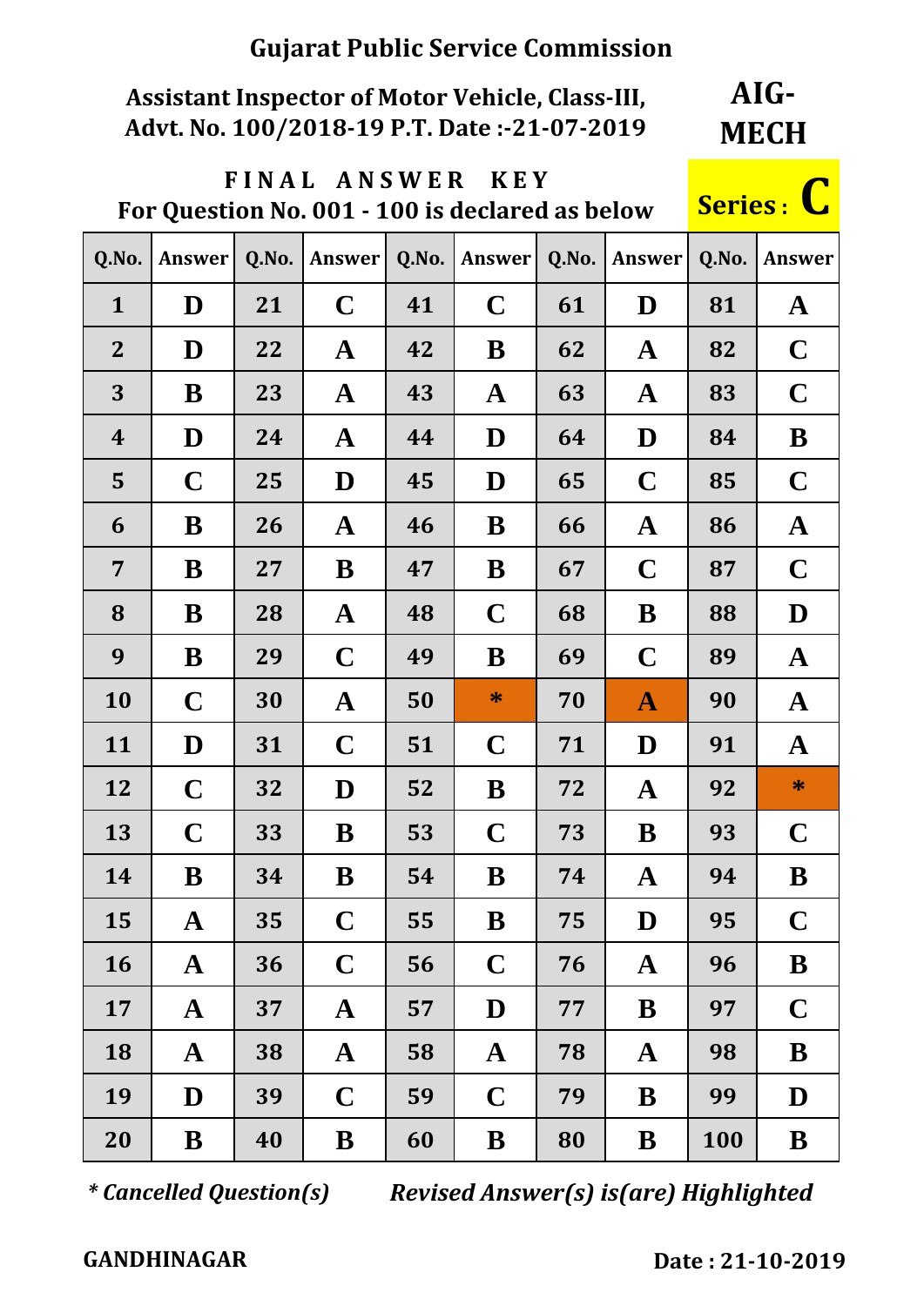# Gujarat Public Service Commission

**Assistant Inspector of Motor Vehicle, Class-III,**
**Advt. No. 100/2018-19 P.T. Date :-21-07-2019**

**AIG-MECH**

**FINAL ANSWER KEY**
**For Question No. 001 - 100 is declared as below**

**Series : C**

| Q.No. | Answer | Q.No. | Answer | Q.No. | Answer | Q.No. | Answer | Q.No. | Answer |
|---|---|---|---|---|---|---|---|---|---|
| 1 | D | 21 | C | 41 | C | 61 | D | 81 | A |
| 2 | D | 22 | A | 42 | B | 62 | A | 82 | C |
| 3 | B | 23 | A | 43 | A | 63 | A | 83 | C |
| 4 | D | 24 | A | 44 | D | 64 | D | 84 | B |
| 5 | C | 25 | D | 45 | D | 65 | C | 85 | C |
| 6 | B | 26 | A | 46 | B | 66 | A | 86 | A |
| 7 | B | 27 | B | 47 | B | 67 | C | 87 | C |
| 8 | B | 28 | A | 48 | C | 68 | B | 88 | D |
| 9 | B | 29 | C | 49 | B | 69 | C | 89 | A |
| 10 | C | 30 | A | 50 | * | 70 | A | 90 | A |
| 11 | D | 31 | C | 51 | C | 71 | D | 91 | A |
| 12 | C | 32 | D | 52 | B | 72 | A | 92 | * |
| 13 | C | 33 | B | 53 | C | 73 | B | 93 | C |
| 14 | B | 34 | B | 54 | B | 74 | A | 94 | B |
| 15 | A | 35 | C | 55 | B | 75 | D | 95 | C |
| 16 | A | 36 | C | 56 | C | 76 | A | 96 | B |
| 17 | A | 37 | A | 57 | D | 77 | B | 97 | C |
| 18 | A | 38 | A | 58 | A | 78 | A | 98 | B |
| 19 | D | 39 | C | 59 | C | 79 | B | 99 | D |
| 20 | B | 40 | B | 60 | B | 80 | B | 100 | B |

*\* Cancelled Question(s)*        *Revised Answer(s) is(are) Highlighted*

**GANDHINAGAR**        **Date : 21-10-2019**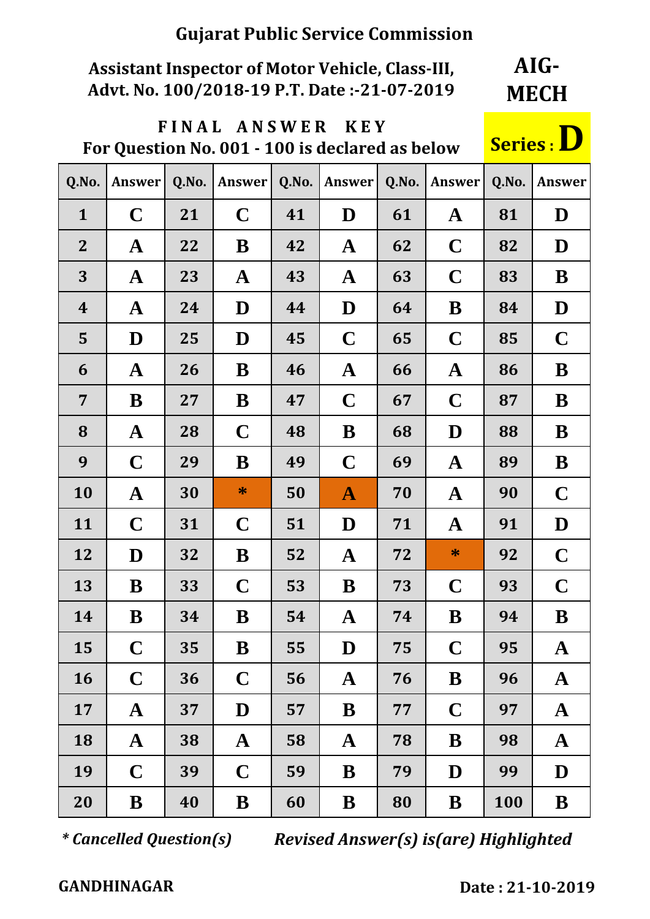# Gujarat Public Service Commission

**Assistant Inspector of Motor Vehicle, Class-III,**
**Advt. No. 100/2018-19 P.T. Date :-21-07-2019**

**AIG-MECH**

**FINAL ANSWER KEY**
**For Question No. 001 - 100 is declared as below**

**Series : D**

| Q.No. | Answer | Q.No. | Answer | Q.No. | Answer | Q.No. | Answer | Q.No. | Answer |
|---|---|---|---|---|---|---|---|---|---|
| 1 | C | 21 | C | 41 | D | 61 | A | 81 | D |
| 2 | A | 22 | B | 42 | A | 62 | C | 82 | D |
| 3 | A | 23 | A | 43 | A | 63 | C | 83 | B |
| 4 | A | 24 | D | 44 | D | 64 | B | 84 | D |
| 5 | D | 25 | D | 45 | C | 65 | C | 85 | C |
| 6 | A | 26 | B | 46 | A | 66 | A | 86 | B |
| 7 | B | 27 | B | 47 | C | 67 | C | 87 | B |
| 8 | A | 28 | C | 48 | B | 68 | D | 88 | B |
| 9 | C | 29 | B | 49 | C | 69 | A | 89 | B |
| 10 | A | 30 | * | 50 | A | 70 | A | 90 | C |
| 11 | C | 31 | C | 51 | D | 71 | A | 91 | D |
| 12 | D | 32 | B | 52 | A | 72 | * | 92 | C |
| 13 | B | 33 | C | 53 | B | 73 | C | 93 | C |
| 14 | B | 34 | B | 54 | A | 74 | B | 94 | B |
| 15 | C | 35 | B | 55 | D | 75 | C | 95 | A |
| 16 | C | 36 | C | 56 | A | 76 | B | 96 | A |
| 17 | A | 37 | D | 57 | B | 77 | C | 97 | A |
| 18 | A | 38 | A | 58 | A | 78 | B | 98 | A |
| 19 | C | 39 | C | 59 | B | 79 | D | 99 | D |
| 20 | B | 40 | B | 60 | B | 80 | B | 100 | B |

*\* Cancelled Question(s)* *Revised Answer(s) is(are) Highlighted*

**GANDHINAGAR** **Date : 21-10-2019**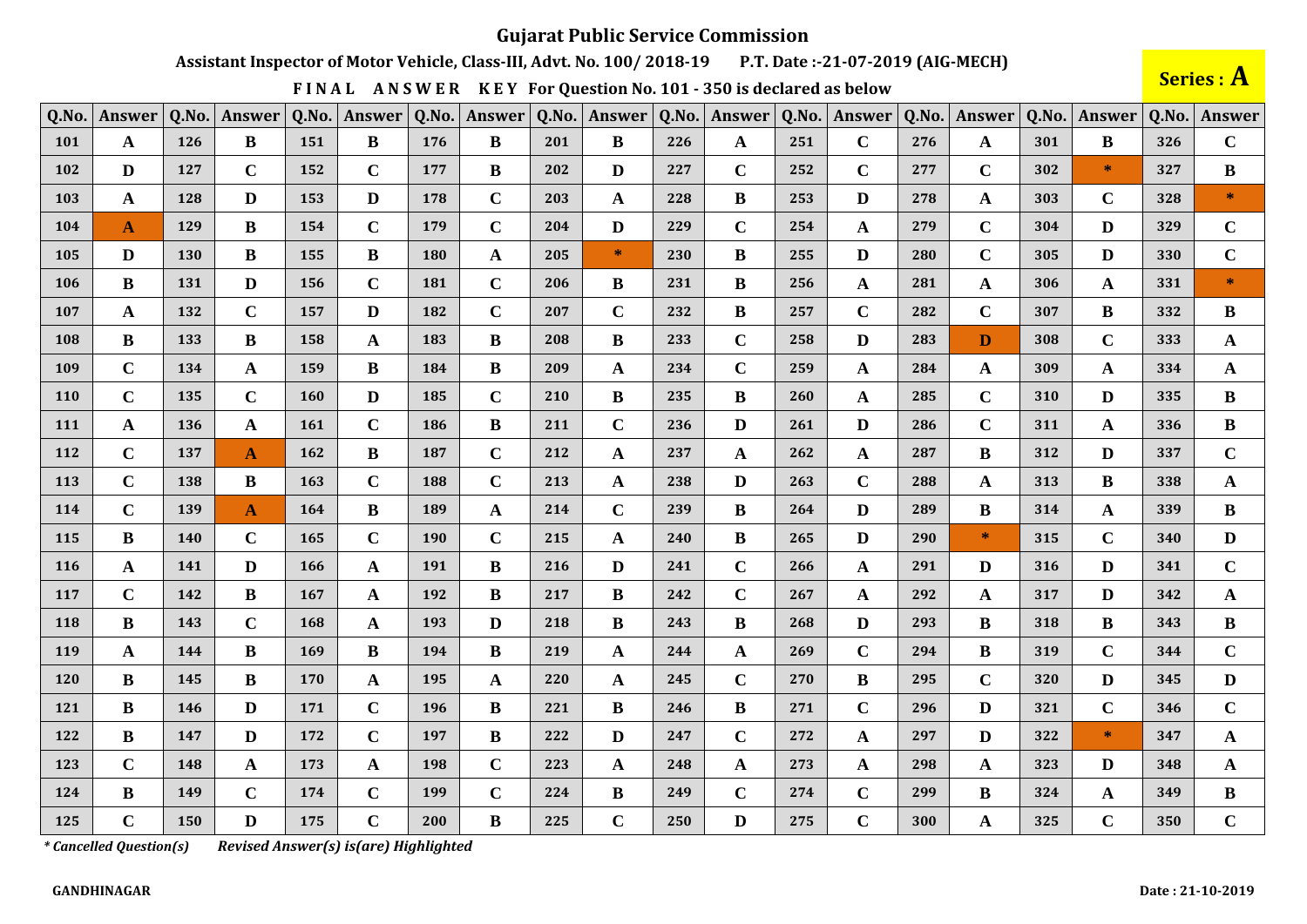# Gujarat Public Service Commission

**Assistant Inspector of Motor Vehicle, Class-III, Advt. No. 100/ 2018-19 P.T. Date :-21-07-2019 (AIG-MECH)**

**FINAL ANSWER KEY For Question No. 101 - 350 is declared as below**

**Series : A**

| Q.No. | Answer | Q.No. | Answer | Q.No. | Answer | Q.No. | Answer | Q.No. | Answer | Q.No. | Answer | Q.No. | Answer | Q.No. | Answer | Q.No. | Answer | Q.No. | Answer |
|---|---|---|---|---|---|---|---|---|---|---|---|---|---|---|---|---|---|---|---|
| 101 | A | 126 | B | 151 | B | 176 | B | 201 | B | 226 | A | 251 | C | 276 | A | 301 | B | 326 | C |
| 102 | D | 127 | C | 152 | C | 177 | B | 202 | D | 227 | C | 252 | C | 277 | C | 302 | * | 327 | B |
| 103 | A | 128 | D | 153 | D | 178 | C | 203 | A | 228 | B | 253 | D | 278 | A | 303 | C | 328 | * |
| 104 | A | 129 | B | 154 | C | 179 | C | 204 | D | 229 | C | 254 | A | 279 | C | 304 | D | 329 | C |
| 105 | D | 130 | B | 155 | B | 180 | A | 205 | * | 230 | B | 255 | D | 280 | C | 305 | D | 330 | C |
| 106 | B | 131 | D | 156 | C | 181 | C | 206 | B | 231 | B | 256 | A | 281 | A | 306 | A | 331 | * |
| 107 | A | 132 | C | 157 | D | 182 | C | 207 | C | 232 | B | 257 | C | 282 | C | 307 | B | 332 | B |
| 108 | B | 133 | B | 158 | A | 183 | B | 208 | B | 233 | C | 258 | D | 283 | D | 308 | C | 333 | A |
| 109 | C | 134 | A | 159 | B | 184 | B | 209 | A | 234 | C | 259 | A | 284 | A | 309 | A | 334 | A |
| 110 | C | 135 | C | 160 | D | 185 | C | 210 | B | 235 | B | 260 | A | 285 | C | 310 | D | 335 | B |
| 111 | A | 136 | A | 161 | C | 186 | B | 211 | C | 236 | D | 261 | D | 286 | C | 311 | A | 336 | B |
| 112 | C | 137 | A | 162 | B | 187 | C | 212 | A | 237 | A | 262 | A | 287 | B | 312 | D | 337 | C |
| 113 | C | 138 | B | 163 | C | 188 | C | 213 | A | 238 | D | 263 | C | 288 | A | 313 | B | 338 | A |
| 114 | C | 139 | A | 164 | B | 189 | A | 214 | C | 239 | B | 264 | D | 289 | B | 314 | A | 339 | B |
| 115 | B | 140 | C | 165 | C | 190 | C | 215 | A | 240 | B | 265 | D | 290 | * | 315 | C | 340 | D |
| 116 | A | 141 | D | 166 | A | 191 | B | 216 | D | 241 | C | 266 | A | 291 | D | 316 | D | 341 | C |
| 117 | C | 142 | B | 167 | A | 192 | B | 217 | B | 242 | C | 267 | A | 292 | A | 317 | D | 342 | A |
| 118 | B | 143 | C | 168 | A | 193 | D | 218 | B | 243 | B | 268 | D | 293 | B | 318 | B | 343 | B |
| 119 | A | 144 | B | 169 | B | 194 | B | 219 | A | 244 | A | 269 | C | 294 | B | 319 | C | 344 | C |
| 120 | B | 145 | B | 170 | A | 195 | A | 220 | A | 245 | C | 270 | B | 295 | C | 320 | D | 345 | D |
| 121 | B | 146 | D | 171 | C | 196 | B | 221 | B | 246 | B | 271 | C | 296 | D | 321 | C | 346 | C |
| 122 | B | 147 | D | 172 | C | 197 | B | 222 | D | 247 | C | 272 | A | 297 | D | 322 | * | 347 | A |
| 123 | C | 148 | A | 173 | A | 198 | C | 223 | A | 248 | A | 273 | A | 298 | A | 323 | D | 348 | A |
| 124 | B | 149 | C | 174 | C | 199 | C | 224 | B | 249 | C | 274 | C | 299 | B | 324 | A | 349 | B |
| 125 | C | 150 | D | 175 | C | 200 | B | 225 | C | 250 | D | 275 | C | 300 | A | 325 | C | 350 | C |

*\* Cancelled Question(s)* *Revised Answer(s) is(are) Highlighted*

**GANDHINAGAR** **Date : 21-10-2019**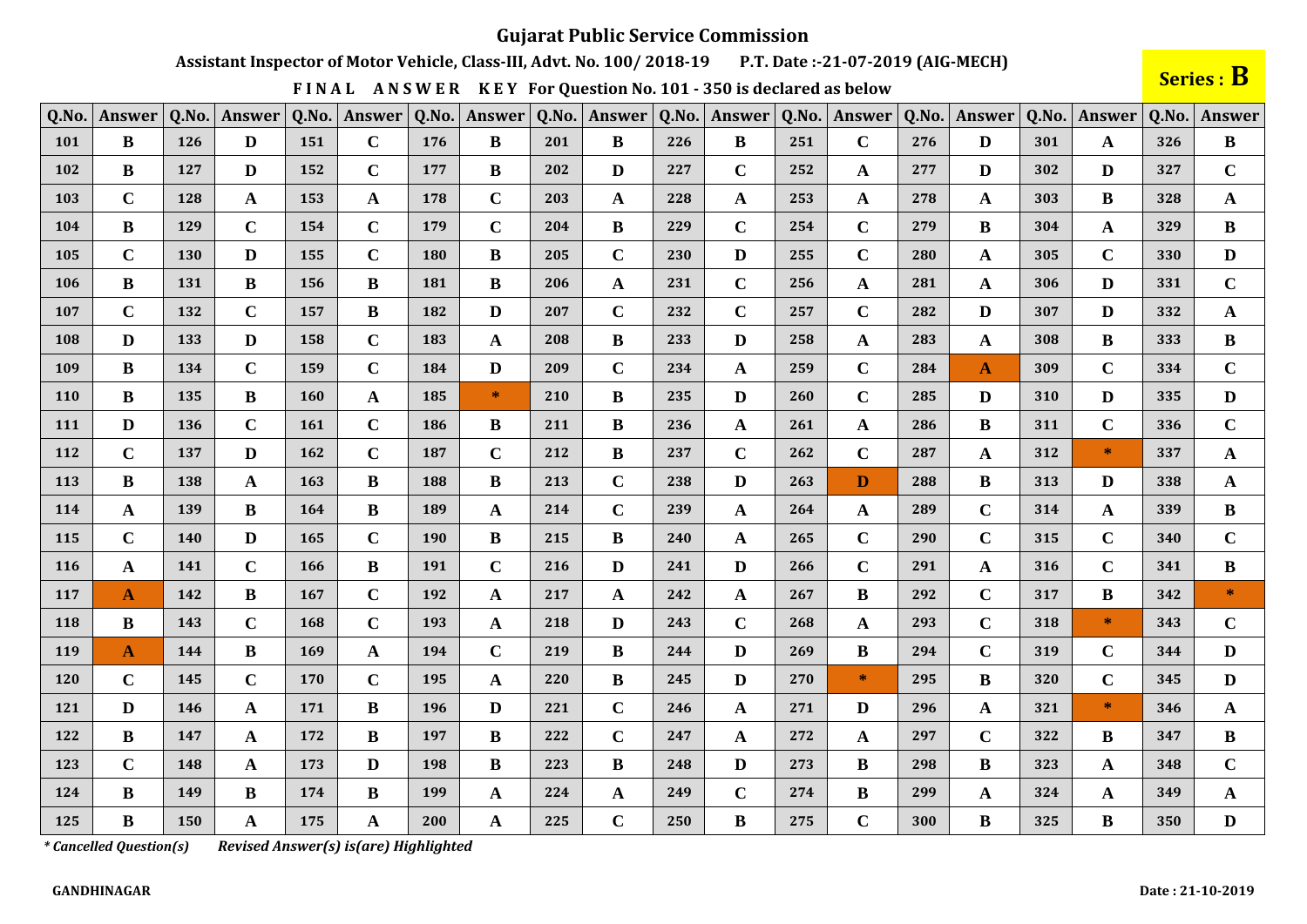# Gujarat Public Service Commission

**Assistant Inspector of Motor Vehicle, Class-III, Advt. No. 100/ 2018-19 P.T. Date :-21-07-2019 (AIG-MECH)**

**Series : B**

**FINAL ANSWER KEY For Question No. 101 - 350 is declared as below**

| Q.No. | Answer | Q.No. | Answer | Q.No. | Answer | Q.No. | Answer | Q.No. | Answer | Q.No. | Answer | Q.No. | Answer | Q.No. | Answer | Q.No. | Answer | Q.No. | Answer |
|---|---|---|---|---|---|---|---|---|---|---|---|---|---|---|---|---|---|---|---|
| 101 | B | 126 | D | 151 | C | 176 | B | 201 | B | 226 | B | 251 | C | 276 | D | 301 | A | 326 | B |
| 102 | B | 127 | D | 152 | C | 177 | B | 202 | D | 227 | C | 252 | A | 277 | D | 302 | D | 327 | C |
| 103 | C | 128 | A | 153 | A | 178 | C | 203 | A | 228 | A | 253 | A | 278 | A | 303 | B | 328 | A |
| 104 | B | 129 | C | 154 | C | 179 | C | 204 | B | 229 | C | 254 | C | 279 | B | 304 | A | 329 | B |
| 105 | C | 130 | D | 155 | C | 180 | B | 205 | C | 230 | D | 255 | C | 280 | A | 305 | C | 330 | D |
| 106 | B | 131 | B | 156 | B | 181 | B | 206 | A | 231 | C | 256 | A | 281 | A | 306 | D | 331 | C |
| 107 | C | 132 | C | 157 | B | 182 | D | 207 | C | 232 | C | 257 | C | 282 | D | 307 | D | 332 | A |
| 108 | D | 133 | D | 158 | C | 183 | A | 208 | B | 233 | D | 258 | A | 283 | A | 308 | B | 333 | B |
| 109 | B | 134 | C | 159 | C | 184 | D | 209 | C | 234 | A | 259 | C | 284 | A | 309 | C | 334 | C |
| 110 | B | 135 | B | 160 | A | 185 | * | 210 | B | 235 | D | 260 | C | 285 | D | 310 | D | 335 | D |
| 111 | D | 136 | C | 161 | C | 186 | B | 211 | B | 236 | A | 261 | A | 286 | B | 311 | C | 336 | C |
| 112 | C | 137 | D | 162 | C | 187 | C | 212 | B | 237 | C | 262 | C | 287 | A | 312 | * | 337 | A |
| 113 | B | 138 | A | 163 | B | 188 | B | 213 | C | 238 | D | 263 | D | 288 | B | 313 | D | 338 | A |
| 114 | A | 139 | B | 164 | B | 189 | A | 214 | C | 239 | A | 264 | A | 289 | C | 314 | A | 339 | B |
| 115 | C | 140 | D | 165 | C | 190 | B | 215 | B | 240 | A | 265 | C | 290 | C | 315 | C | 340 | C |
| 116 | A | 141 | C | 166 | B | 191 | C | 216 | D | 241 | D | 266 | C | 291 | A | 316 | C | 341 | B |
| 117 | A | 142 | B | 167 | C | 192 | A | 217 | A | 242 | A | 267 | B | 292 | C | 317 | B | 342 | * |
| 118 | B | 143 | C | 168 | C | 193 | A | 218 | D | 243 | C | 268 | A | 293 | C | 318 | * | 343 | C |
| 119 | A | 144 | B | 169 | A | 194 | C | 219 | B | 244 | D | 269 | B | 294 | C | 319 | C | 344 | D |
| 120 | C | 145 | C | 170 | C | 195 | A | 220 | B | 245 | D | 270 | * | 295 | B | 320 | C | 345 | D |
| 121 | D | 146 | A | 171 | B | 196 | D | 221 | C | 246 | A | 271 | D | 296 | A | 321 | * | 346 | A |
| 122 | B | 147 | A | 172 | B | 197 | B | 222 | C | 247 | A | 272 | A | 297 | C | 322 | B | 347 | B |
| 123 | C | 148 | A | 173 | D | 198 | B | 223 | B | 248 | D | 273 | B | 298 | B | 323 | A | 348 | C |
| 124 | B | 149 | B | 174 | B | 199 | A | 224 | A | 249 | C | 274 | B | 299 | A | 324 | A | 349 | A |
| 125 | B | 150 | A | 175 | A | 200 | A | 225 | C | 250 | B | 275 | C | 300 | B | 325 | B | 350 | D |

*\* Cancelled Question(s)    Revised Answer(s) is(are) Highlighted*

**GANDHINAGAR**    **Date : 21-10-2019**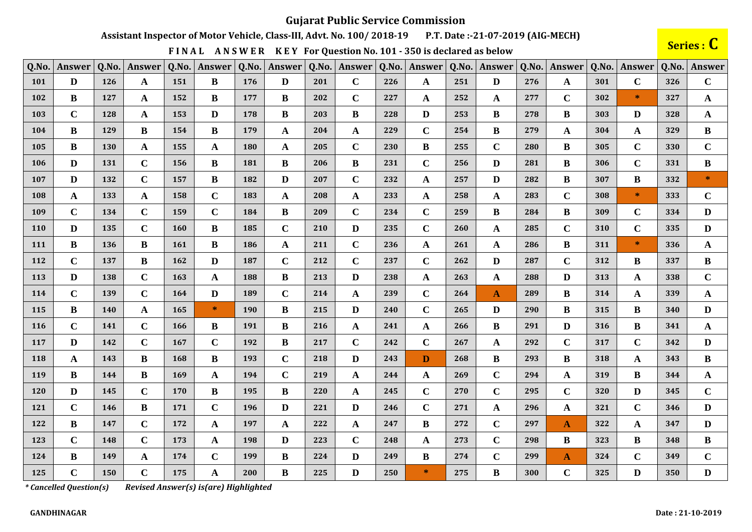# Gujarat Public Service Commission

**Assistant Inspector of Motor Vehicle, Class-III, Advt. No. 100/ 2018-19 P.T. Date :-21-07-2019 (AIG-MECH)**

**FINAL ANSWER KEY For Question No. 101 - 350 is declared as below**

**Series : C**

| Q.No. | Answer | Q.No. | Answer | Q.No. | Answer | Q.No. | Answer | Q.No. | Answer | Q.No. | Answer | Q.No. | Answer | Q.No. | Answer | Q.No. | Answer | Q.No. | Answer |
|---|---|---|---|---|---|---|---|---|---|---|---|---|---|---|---|---|---|---|---|
| 101 | D | 126 | A | 151 | B | 176 | D | 201 | C | 226 | A | 251 | D | 276 | A | 301 | C | 326 | C |
| 102 | B | 127 | A | 152 | B | 177 | B | 202 | C | 227 | A | 252 | A | 277 | C | 302 | * | 327 | A |
| 103 | C | 128 | A | 153 | D | 178 | B | 203 | B | 228 | D | 253 | B | 278 | B | 303 | D | 328 | A |
| 104 | B | 129 | B | 154 | B | 179 | A | 204 | A | 229 | C | 254 | B | 279 | A | 304 | A | 329 | B |
| 105 | B | 130 | A | 155 | A | 180 | A | 205 | C | 230 | B | 255 | C | 280 | B | 305 | C | 330 | C |
| 106 | D | 131 | C | 156 | B | 181 | B | 206 | B | 231 | C | 256 | D | 281 | B | 306 | C | 331 | B |
| 107 | D | 132 | C | 157 | B | 182 | D | 207 | C | 232 | A | 257 | D | 282 | B | 307 | B | 332 | * |
| 108 | A | 133 | A | 158 | C | 183 | A | 208 | A | 233 | A | 258 | A | 283 | C | 308 | * | 333 | C |
| 109 | C | 134 | C | 159 | C | 184 | B | 209 | C | 234 | C | 259 | B | 284 | B | 309 | C | 334 | D |
| 110 | D | 135 | C | 160 | B | 185 | C | 210 | D | 235 | C | 260 | A | 285 | C | 310 | C | 335 | D |
| 111 | B | 136 | B | 161 | B | 186 | A | 211 | C | 236 | A | 261 | A | 286 | B | 311 | * | 336 | A |
| 112 | C | 137 | B | 162 | D | 187 | C | 212 | C | 237 | C | 262 | D | 287 | C | 312 | B | 337 | B |
| 113 | D | 138 | C | 163 | A | 188 | B | 213 | D | 238 | A | 263 | A | 288 | D | 313 | A | 338 | C |
| 114 | C | 139 | C | 164 | D | 189 | C | 214 | A | 239 | C | 264 | A | 289 | B | 314 | A | 339 | A |
| 115 | B | 140 | A | 165 | * | 190 | B | 215 | D | 240 | C | 265 | D | 290 | B | 315 | B | 340 | D |
| 116 | C | 141 | C | 166 | B | 191 | B | 216 | A | 241 | A | 266 | B | 291 | D | 316 | B | 341 | A |
| 117 | D | 142 | C | 167 | C | 192 | B | 217 | C | 242 | C | 267 | A | 292 | C | 317 | C | 342 | D |
| 118 | A | 143 | B | 168 | B | 193 | C | 218 | D | 243 | D | 268 | B | 293 | B | 318 | A | 343 | B |
| 119 | B | 144 | B | 169 | A | 194 | C | 219 | A | 244 | A | 269 | C | 294 | A | 319 | B | 344 | A |
| 120 | D | 145 | C | 170 | B | 195 | B | 220 | A | 245 | C | 270 | C | 295 | C | 320 | D | 345 | C |
| 121 | C | 146 | B | 171 | C | 196 | D | 221 | D | 246 | C | 271 | A | 296 | A | 321 | C | 346 | D |
| 122 | B | 147 | C | 172 | A | 197 | A | 222 | A | 247 | B | 272 | C | 297 | A | 322 | A | 347 | D |
| 123 | C | 148 | C | 173 | A | 198 | D | 223 | C | 248 | A | 273 | C | 298 | B | 323 | B | 348 | B |
| 124 | B | 149 | A | 174 | C | 199 | B | 224 | D | 249 | B | 274 | C | 299 | A | 324 | C | 349 | C |
| 125 | C | 150 | C | 175 | A | 200 | B | 225 | D | 250 | * | 275 | B | 300 | C | 325 | D | 350 | D |

*\* Cancelled Question(s) Revised Answer(s) is(are) Highlighted*

**GANDHINAGAR**

**Date : 21-10-2019**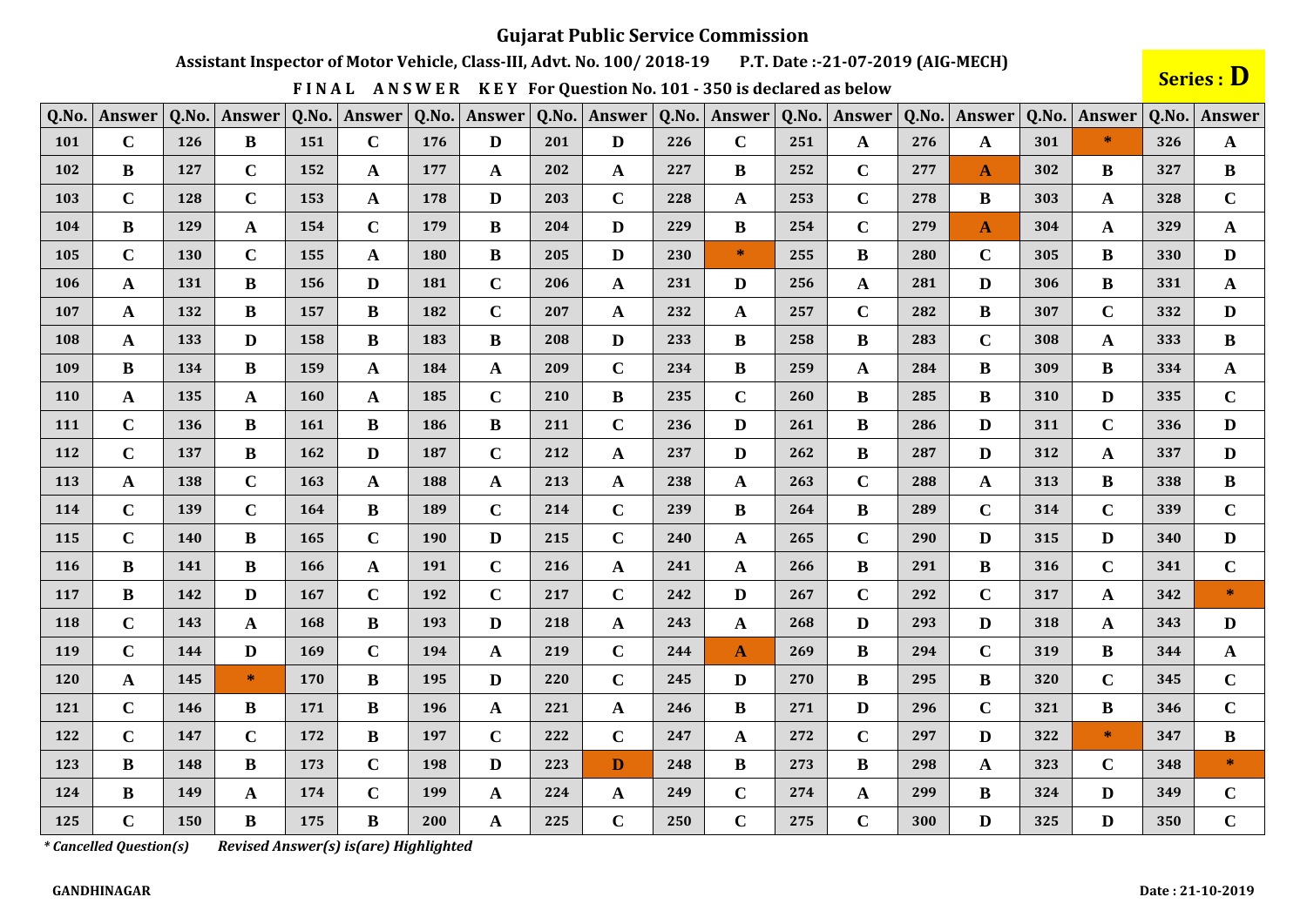# Gujarat Public Service Commission

**Assistant Inspector of Motor Vehicle, Class-III, Advt. No. 100/ 2018-19 P.T. Date :-21-07-2019 (AIG-MECH)**

**FINAL ANSWER KEY For Question No. 101 - 350 is declared as below**

**Series : D**

| Q.No. | Answer | Q.No. | Answer | Q.No. | Answer | Q.No. | Answer | Q.No. | Answer | Q.No. | Answer | Q.No. | Answer | Q.No. | Answer | Q.No. | Answer | Q.No. | Answer |
|---|---|---|---|---|---|---|---|---|---|---|---|---|---|---|---|---|---|---|---|
| 101 | C | 126 | B | 151 | C | 176 | D | 201 | D | 226 | C | 251 | A | 276 | A | 301 | * | 326 | A |
| 102 | B | 127 | C | 152 | A | 177 | A | 202 | A | 227 | B | 252 | C | 277 | A | 302 | B | 327 | B |
| 103 | C | 128 | C | 153 | A | 178 | D | 203 | C | 228 | A | 253 | C | 278 | B | 303 | A | 328 | C |
| 104 | B | 129 | A | 154 | C | 179 | B | 204 | D | 229 | B | 254 | C | 279 | A | 304 | A | 329 | A |
| 105 | C | 130 | C | 155 | A | 180 | B | 205 | D | 230 | * | 255 | B | 280 | C | 305 | B | 330 | D |
| 106 | A | 131 | B | 156 | D | 181 | C | 206 | A | 231 | D | 256 | A | 281 | D | 306 | B | 331 | A |
| 107 | A | 132 | B | 157 | B | 182 | C | 207 | A | 232 | A | 257 | C | 282 | B | 307 | C | 332 | D |
| 108 | A | 133 | D | 158 | B | 183 | B | 208 | D | 233 | B | 258 | B | 283 | C | 308 | A | 333 | B |
| 109 | B | 134 | B | 159 | A | 184 | A | 209 | C | 234 | B | 259 | A | 284 | B | 309 | B | 334 | A |
| 110 | A | 135 | A | 160 | A | 185 | C | 210 | B | 235 | C | 260 | B | 285 | B | 310 | D | 335 | C |
| 111 | C | 136 | B | 161 | B | 186 | B | 211 | C | 236 | D | 261 | B | 286 | D | 311 | C | 336 | D |
| 112 | C | 137 | B | 162 | D | 187 | C | 212 | A | 237 | D | 262 | B | 287 | D | 312 | A | 337 | D |
| 113 | A | 138 | C | 163 | A | 188 | A | 213 | A | 238 | A | 263 | C | 288 | A | 313 | B | 338 | B |
| 114 | C | 139 | C | 164 | B | 189 | C | 214 | C | 239 | B | 264 | B | 289 | C | 314 | C | 339 | C |
| 115 | C | 140 | B | 165 | C | 190 | D | 215 | C | 240 | A | 265 | C | 290 | D | 315 | D | 340 | D |
| 116 | B | 141 | B | 166 | A | 191 | C | 216 | A | 241 | A | 266 | B | 291 | B | 316 | C | 341 | C |
| 117 | B | 142 | D | 167 | C | 192 | C | 217 | C | 242 | D | 267 | C | 292 | C | 317 | A | 342 | * |
| 118 | C | 143 | A | 168 | B | 193 | D | 218 | A | 243 | A | 268 | D | 293 | D | 318 | A | 343 | D |
| 119 | C | 144 | D | 169 | C | 194 | A | 219 | C | 244 | A | 269 | B | 294 | C | 319 | B | 344 | A |
| 120 | A | 145 | * | 170 | B | 195 | D | 220 | C | 245 | D | 270 | B | 295 | B | 320 | C | 345 | C |
| 121 | C | 146 | B | 171 | B | 196 | A | 221 | A | 246 | B | 271 | D | 296 | C | 321 | B | 346 | C |
| 122 | C | 147 | C | 172 | B | 197 | C | 222 | C | 247 | A | 272 | C | 297 | D | 322 | * | 347 | B |
| 123 | B | 148 | B | 173 | C | 198 | D | 223 | D | 248 | B | 273 | B | 298 | A | 323 | C | 348 | * |
| 124 | B | 149 | A | 174 | C | 199 | A | 224 | A | 249 | C | 274 | A | 299 | B | 324 | D | 349 | C |
| 125 | C | 150 | B | 175 | B | 200 | A | 225 | C | 250 | C | 275 | C | 300 | D | 325 | D | 350 | C |

*\* Cancelled Question(s)* *Revised Answer(s) is(are) Highlighted*

**GANDHINAGAR** **Date : 21-10-2019**